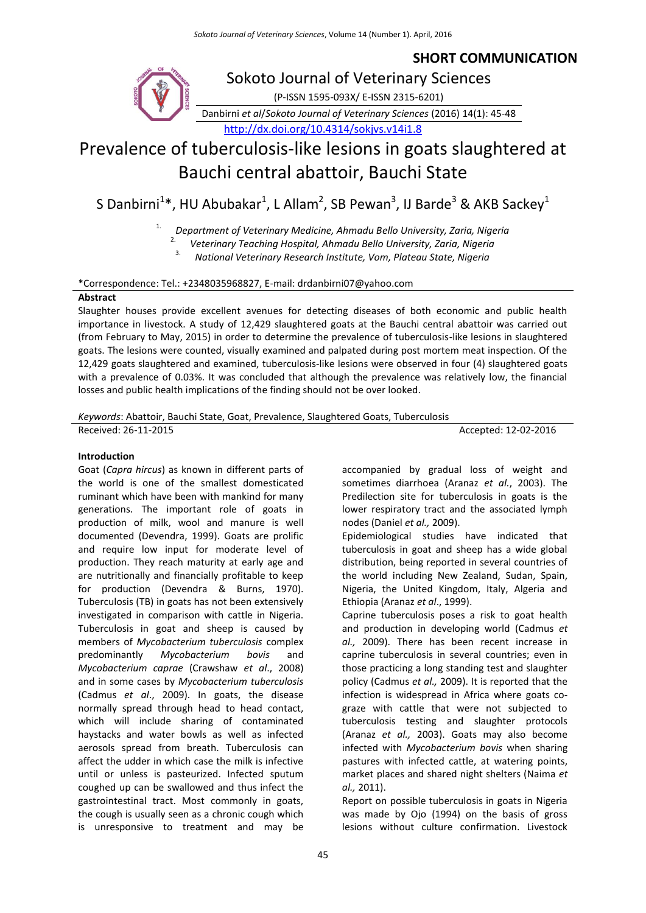**SHORT COMMUNICATION**

Sokoto Journal of Veterinary Sciences

(P-ISSN 1595-093X/ E-ISSN 2315-6201)

Danbirni *et al*/*Sokoto Journal of Veterinary Sciences* (2016) 14(1): 45-48

http://dx.doi.org/10.4314/sokjvs.v14i1.8

# Prevalence of tuberculosis-like lesions in goats slaughtered at Bauchi central abattoir, Bauchi State

S Danbirni[1]*, HU Abubakar[1], L Allam[2], SB Pewan[3], IJ Barde[3] & AKB Sackey[1]

1. *Department of Veterinary Medicine, Ahmadu Bello University, Zaria, Nigeria*
2. *Veterinary Teaching Hospital, Ahmadu Bello University, Zaria, Nigeria*
3. *National Veterinary Research Institute, Vom, Plateau State, Nigeria*

*Correspondence: Tel.: +2348035968827, E-mail: drdanbirni07@yahoo.com

## Abstract

Slaughter houses provide excellent avenues for detecting diseases of both economic and public health importance in livestock. A study of 12,429 slaughtered goats at the Bauchi central abattoir was carried out (from February to May, 2015) in order to determine the prevalence of tuberculosis-like lesions in slaughtered goats. The lesions were counted, visually examined and palpated during post mortem meat inspection. Of the 12,429 goats slaughtered and examined, tuberculosis-like lesions were observed in four (4) slaughtered goats with a prevalence of 0.03%. It was concluded that although the prevalence was relatively low, the financial losses and public health implications of the finding should not be over looked.

*Keywords*: Abattoir, Bauchi State, Goat, Prevalence, Slaughtered Goats, Tuberculosis

Received: 26-11-2015 Accepted: 12-02-2016

## Introduction

Goat (*Capra hircus*) as known in different parts of the world is one of the smallest domesticated ruminant which have been with mankind for many generations. The important role of goats in production of milk, wool and manure is well documented (Devendra, 1999). Goats are prolific and require low input for moderate level of production. They reach maturity at early age and are nutritionally and financially profitable to keep for production (Devendra & Burns, 1970). Tuberculosis (TB) in goats has not been extensively investigated in comparison with cattle in Nigeria. Tuberculosis in goat and sheep is caused by members of *Mycobacterium tuberculosis* complex predominantly *Mycobacterium bovis* and *Mycobacterium caprae* (Crawshaw *et al*., 2008) and in some cases by *Mycobacterium tuberculosis* (Cadmus *et al*., 2009). In goats, the disease normally spread through head to head contact, which will include sharing of contaminated haystacks and water bowls as well as infected aerosols spread from breath. Tuberculosis can affect the udder in which case the milk is infective until or unless is pasteurized. Infected sputum coughed up can be swallowed and thus infect the gastrointestinal tract. Most commonly in goats, the cough is usually seen as a chronic cough which is unresponsive to treatment and may be accompanied by gradual loss of weight and sometimes diarrhoea (Aranaz *et al.*, 2003). The Predilection site for tuberculosis in goats is the lower respiratory tract and the associated lymph nodes (Daniel *et al.,* 2009).

Epidemiological studies have indicated that tuberculosis in goat and sheep has a wide global distribution, being reported in several countries of the world including New Zealand, Sudan, Spain, Nigeria, the United Kingdom, Italy, Algeria and Ethiopia (Aranaz *et al*., 1999).

Caprine tuberculosis poses a risk to goat health and production in developing world (Cadmus *et al.,* 2009). There has been recent increase in caprine tuberculosis in several countries; even in those practicing a long standing test and slaughter policy (Cadmus *et al.,* 2009). It is reported that the infection is widespread in Africa where goats co-graze with cattle that were not subjected to tuberculosis testing and slaughter protocols (Aranaz *et al.,* 2003). Goats may also become infected with *Mycobacterium bovis* when sharing pastures with infected cattle, at watering points, market places and shared night shelters (Naima *et al.,* 2011).

Report on possible tuberculosis in goats in Nigeria was made by Ojo (1994) on the basis of gross lesions without culture confirmation. Livestock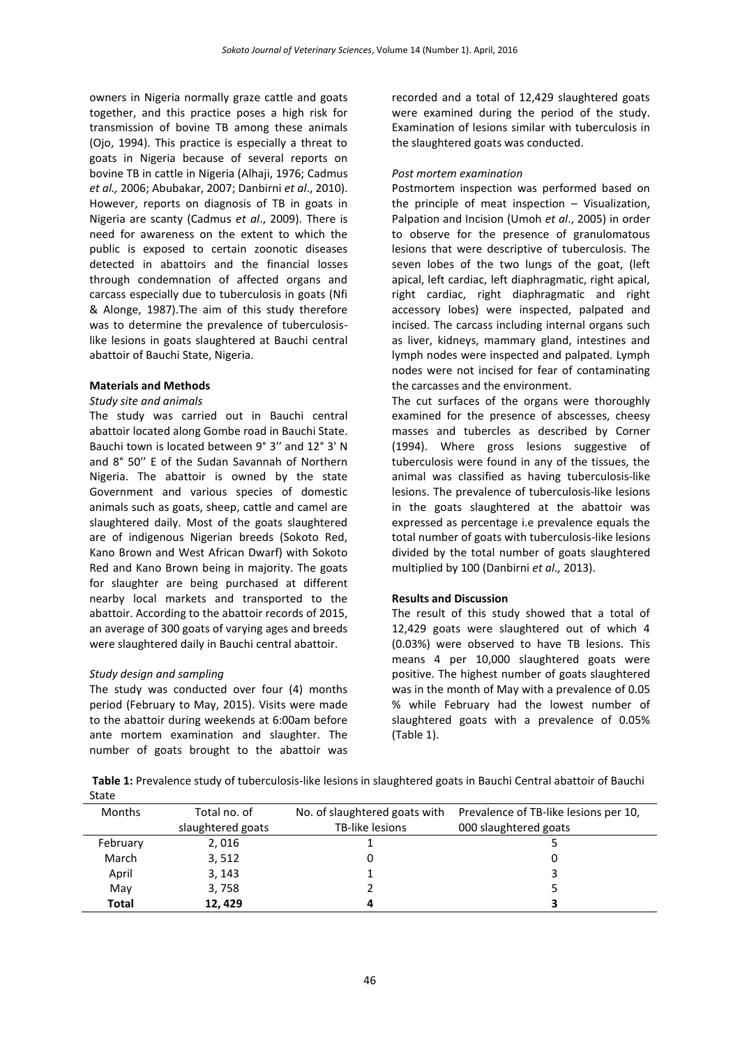owners in Nigeria normally graze cattle and goats together, and this practice poses a high risk for transmission of bovine TB among these animals (Ojo, 1994). This practice is especially a threat to goats in Nigeria because of several reports on bovine TB in cattle in Nigeria (Alhaji, 1976; Cadmus *et al.,* 2006; Abubakar, 2007; Danbirni *et al*., 2010). However, reports on diagnosis of TB in goats in Nigeria are scanty (Cadmus *et al*., 2009). There is need for awareness on the extent to which the public is exposed to certain zoonotic diseases detected in abattoirs and the financial losses through condemnation of affected organs and carcass especially due to tuberculosis in goats (Nfi & Alonge, 1987).The aim of this study therefore was to determine the prevalence of tuberculosis-like lesions in goats slaughtered at Bauchi central abattoir of Bauchi State, Nigeria.

## Materials and Methods

*Study site and animals*

The study was carried out in Bauchi central abattoir located along Gombe road in Bauchi State. Bauchi town is located between 9° 3'' and 12° 3' N and 8° 50'' E of the Sudan Savannah of Northern Nigeria. The abattoir is owned by the state Government and various species of domestic animals such as goats, sheep, cattle and camel are slaughtered daily. Most of the goats slaughtered are of indigenous Nigerian breeds (Sokoto Red, Kano Brown and West African Dwarf) with Sokoto Red and Kano Brown being in majority. The goats for slaughter are being purchased at different nearby local markets and transported to the abattoir. According to the abattoir records of 2015, an average of 300 goats of varying ages and breeds were slaughtered daily in Bauchi central abattoir.

*Study design and sampling*

The study was conducted over four (4) months period (February to May, 2015). Visits were made to the abattoir during weekends at 6:00am before ante mortem examination and slaughter. The number of goats brought to the abattoir was recorded and a total of 12,429 slaughtered goats were examined during the period of the study. Examination of lesions similar with tuberculosis in the slaughtered goats was conducted.

*Post mortem examination*

Postmortem inspection was performed based on the principle of meat inspection – Visualization, Palpation and Incision (Umoh *et al*., 2005) in order to observe for the presence of granulomatous lesions that were descriptive of tuberculosis. The seven lobes of the two lungs of the goat, (left apical, left cardiac, left diaphragmatic, right apical, right cardiac, right diaphragmatic and right accessory lobes) were inspected, palpated and incised. The carcass including internal organs such as liver, kidneys, mammary gland, intestines and lymph nodes were inspected and palpated. Lymph nodes were not incised for fear of contaminating the carcasses and the environment.

The cut surfaces of the organs were thoroughly examined for the presence of abscesses, cheesy masses and tubercles as described by Corner (1994). Where gross lesions suggestive of tuberculosis were found in any of the tissues, the animal was classified as having tuberculosis-like lesions. The prevalence of tuberculosis-like lesions in the goats slaughtered at the abattoir was expressed as percentage i.e prevalence equals the total number of goats with tuberculosis-like lesions divided by the total number of goats slaughtered multiplied by 100 (Danbirni *et al.,* 2013).

## Results and Discussion

The result of this study showed that a total of 12,429 goats were slaughtered out of which 4 (0.03%) were observed to have TB lesions. This means 4 per 10,000 slaughtered goats were positive. The highest number of goats slaughtered was in the month of May with a prevalence of 0.05 % while February had the lowest number of slaughtered goats with a prevalence of 0.05% (Table 1).

**Table 1:** Prevalence study of tuberculosis-like lesions in slaughtered goats in Bauchi Central abattoir of Bauchi State

| Months | Total no. of slaughtered goats | No. of slaughtered goats with TB-like lesions | Prevalence of TB-like lesions per 10, 000 slaughtered goats |
|---|---|---|---|
| February | 2, 016 | 1 | 5 |
| March | 3, 512 | 0 | 0 |
| April | 3, 143 | 1 | 3 |
| May | 3, 758 | 2 | 5 |
| **Total** | **12, 429** | **4** | **3** |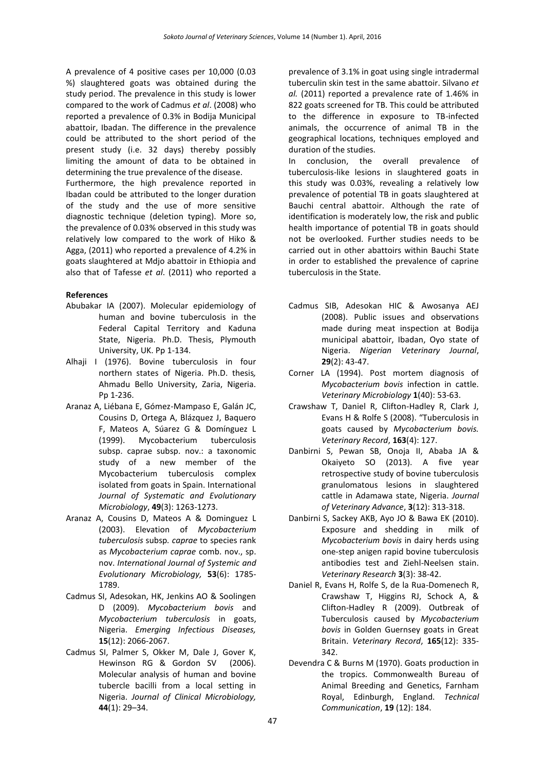A prevalence of 4 positive cases per 10,000 (0.03 %) slaughtered goats was obtained during the study period. The prevalence in this study is lower compared to the work of Cadmus *et al*. (2008) who reported a prevalence of 0.3% in Bodija Municipal abattoir, Ibadan. The difference in the prevalence could be attributed to the short period of the present study (i.e. 32 days) thereby possibly limiting the amount of data to be obtained in determining the true prevalence of the disease.

Furthermore, the high prevalence reported in Ibadan could be attributed to the longer duration of the study and the use of more sensitive diagnostic technique (deletion typing). More so, the prevalence of 0.03% observed in this study was relatively low compared to the work of Hiko & Agga, (2011) who reported a prevalence of 4.2% in goats slaughtered at Mdjo abattoir in Ethiopia and also that of Tafesse *et al*. (2011) who reported a prevalence of 3.1% in goat using single intradermal tuberculin skin test in the same abattoir. Silvano *et al.* (2011) reported a prevalence rate of 1.46% in 822 goats screened for TB. This could be attributed to the difference in exposure to TB-infected animals, the occurrence of animal TB in the geographical locations, techniques employed and duration of the studies.

In conclusion, the overall prevalence of tuberculosis-like lesions in slaughtered goats in this study was 0.03%, revealing a relatively low prevalence of potential TB in goats slaughtered at Bauchi central abattoir. Although the rate of identification is moderately low, the risk and public health importance of potential TB in goats should not be overlooked. Further studies needs to be carried out in other abattoirs within Bauchi State in order to established the prevalence of caprine tuberculosis in the State.

**References**

Abubakar IA (2007). Molecular epidemiology of human and bovine tuberculosis in the Federal Capital Territory and Kaduna State, Nigeria. Ph.D. Thesis, Plymouth University, UK. Pp 1-134.

Alhaji I (1976). Bovine tuberculosis in four northern states of Nigeria. Ph.D. thesis*,* Ahmadu Bello University, Zaria, Nigeria. Pp 1-236.

Aranaz A, Liébana E, Gómez-Mampaso E, Galán JC, Cousins D, Ortega A, Blázquez J, Baquero F, Mateos A, Súarez G & Domínguez L (1999). Mycobacterium tuberculosis subsp. caprae subsp. nov.: a taxonomic study of a new member of the Mycobacterium tuberculosis complex isolated from goats in Spain. International *Journal of Systematic and Evolutionary Microbiology*, **49**(3): 1263-1273.

Aranaz A, Cousins D, Mateos A & Dominguez L (2003). Elevation of *Mycobacterium tuberculosis* subsp*. caprae* to species rank as *Mycobacterium caprae* comb. nov., sp. nov. *International Journal of Systemic and Evolutionary Microbiology,* **53**(6): 1785-1789.

Cadmus SI, Adesokan, HK, Jenkins AO & Soolingen D (2009). *Mycobacterium bovis* and *Mycobacterium tuberculosis* in goats, Nigeria. *Emerging Infectious Diseases,* **15**(12): 2066-2067.

Cadmus SI, Palmer S, Okker M, Dale J, Gover K, Hewinson RG & Gordon SV (2006). Molecular analysis of human and bovine tubercle bacilli from a local setting in Nigeria. *Journal of Clinical Microbiology,* **44**(1): 29–34.

Cadmus SIB, Adesokan HIC & Awosanya AEJ (2008). Public issues and observations made during meat inspection at Bodija municipal abattoir, Ibadan, Oyo state of Nigeria. *Nigerian Veterinary Journal*, **29**(2): 43-47.

Corner LA (1994). Post mortem diagnosis of *Mycobacterium bovis* infection in cattle. *Veterinary Microbiology* **1**(40): 53-63.

Crawshaw T, Daniel R, Clifton-Hadley R, Clark J, Evans H & Rolfe S (2008). "Tuberculosis in goats caused by *Mycobacterium bovis. Veterinary Record*, **163**(4): 127.

Danbirni S, Pewan SB, Onoja II, Ababa JA & Okaiyeto SO (2013). A five year retrospective study of bovine tuberculosis granulomatous lesions in slaughtered cattle in Adamawa state, Nigeria. *Journal of Veterinary Advance*, **3**(12): 313-318.

Danbirni S, Sackey AKB, Ayo JO & Bawa EK (2010). Exposure and shedding in milk of *Mycobacterium bovis* in dairy herds using one-step anigen rapid bovine tuberculosis antibodies test and Ziehl-Neelsen stain. *Veterinary Research* **3**(3): 38-42.

Daniel R, Evans H, Rolfe S, de la Rua-Domenech R, Crawshaw T, Higgins RJ, Schock A, & Clifton-Hadley R (2009). Outbreak of Tuberculosis caused by *Mycobacterium bovis* in Golden Guernsey goats in Great Britain. *Veterinary Record*, **165**(12): 335-342.

Devendra C & Burns M (1970). Goats production in the tropics. Commonwealth Bureau of Animal Breeding and Genetics, Farnham Royal, Edinburgh, England. *Technical Communication*, **19** (12): 184.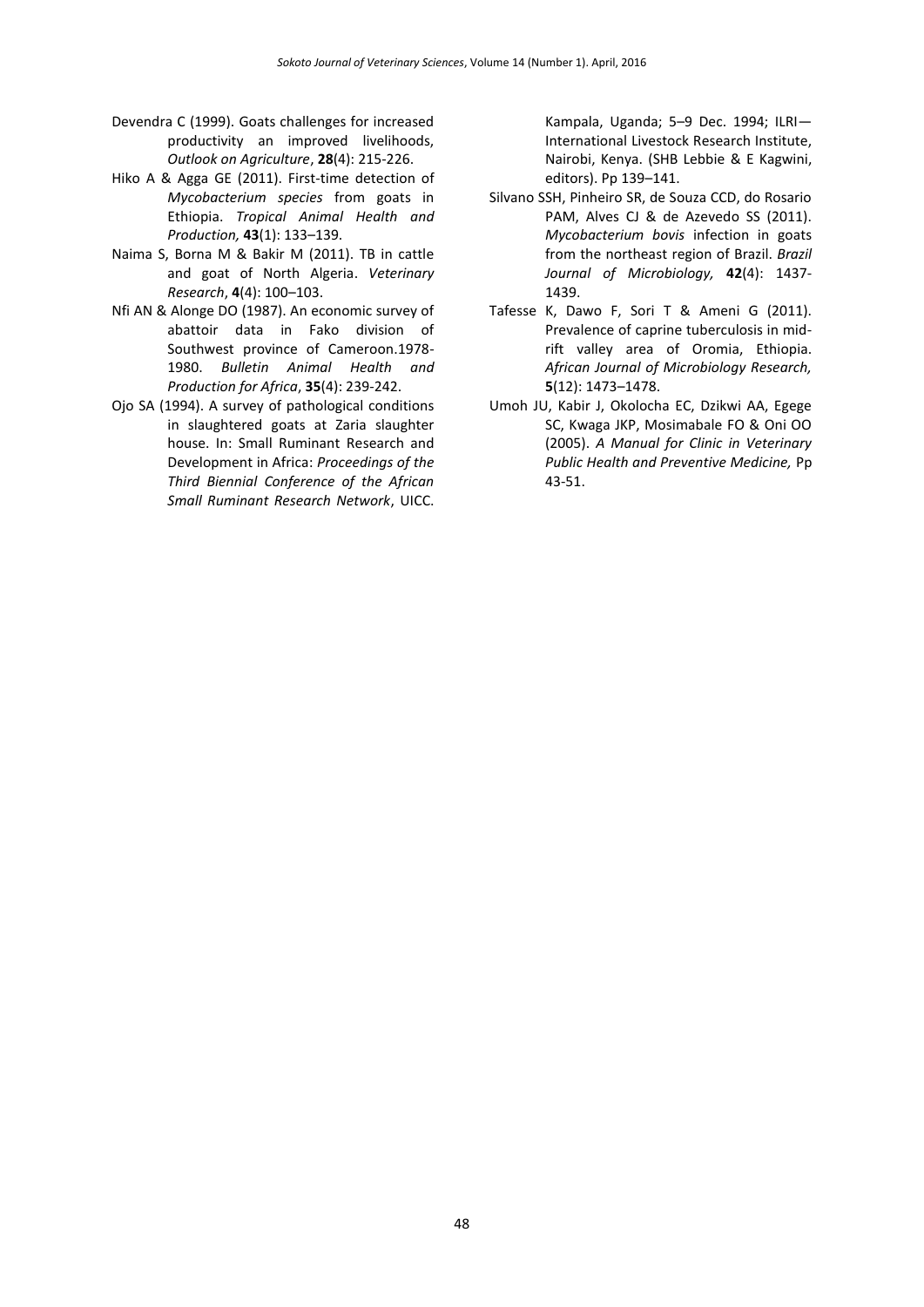Devendra C (1999). Goats challenges for increased productivity an improved livelihoods, *Outlook on Agriculture*, **28**(4): 215-226.

Hiko A & Agga GE (2011). First-time detection of *Mycobacterium species* from goats in Ethiopia. *Tropical Animal Health and Production,* **43**(1): 133–139.

Naima S, Borna M & Bakir M (2011). TB in cattle and goat of North Algeria. *Veterinary Research*, **4**(4): 100–103.

Nfi AN & Alonge DO (1987). An economic survey of abattoir data in Fako division of Southwest province of Cameroon.1978-1980. *Bulletin Animal Health and Production for Africa*, **35**(4): 239-242.

Ojo SA (1994). A survey of pathological conditions in slaughtered goats at Zaria slaughter house. In: Small Ruminant Research and Development in Africa: *Proceedings of the Third Biennial Conference of the African Small Ruminant Research Network*, UICC. Kampala, Uganda; 5–9 Dec. 1994; ILRI—International Livestock Research Institute, Nairobi, Kenya. (SHB Lebbie & E Kagwini, editors). Pp 139–141.

Silvano SSH, Pinheiro SR, de Souza CCD, do Rosario PAM, Alves CJ & de Azevedo SS (2011). *Mycobacterium bovis* infection in goats from the northeast region of Brazil. *Brazil Journal of Microbiology,* **42**(4): 1437-1439.

Tafesse K, Dawo F, Sori T & Ameni G (2011). Prevalence of caprine tuberculosis in mid-rift valley area of Oromia, Ethiopia. *African Journal of Microbiology Research,* **5**(12): 1473–1478.

Umoh JU, Kabir J, Okolocha EC, Dzikwi AA, Egege SC, Kwaga JKP, Mosimabale FO & Oni OO (2005). *A Manual for Clinic in Veterinary Public Health and Preventive Medicine,* Pp 43-51.